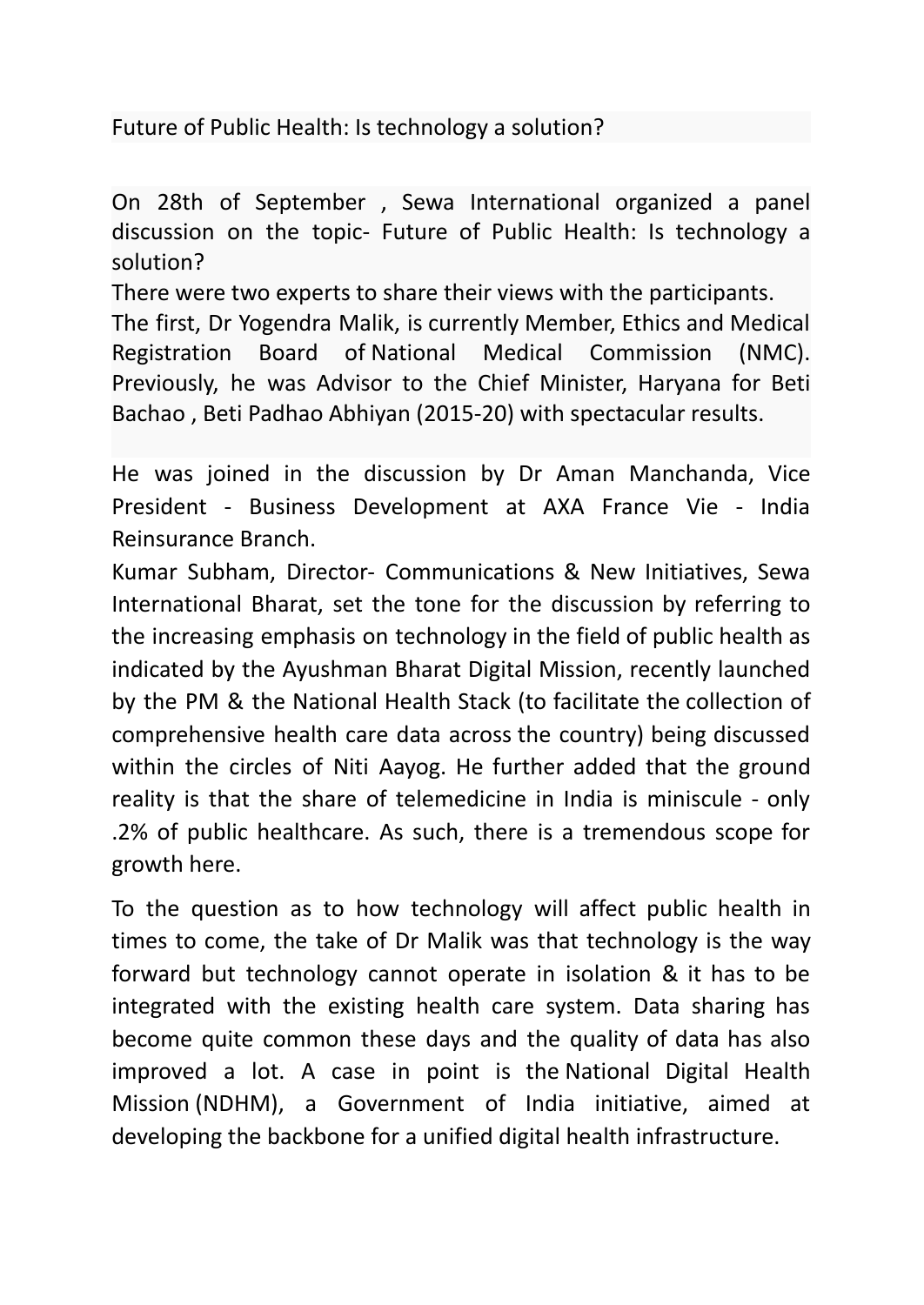# Future of Public Health: Is technology a solution?

On 28th of September , Sewa International organized a panel discussion on the topic- Future of Public Health: Is technology a solution?

There were two experts to share their views with the participants.

The first, Dr Yogendra Malik, is currently Member, Ethics and Medical Registration Board of National Medical Commission (NMC). Previously, he was Advisor to the Chief Minister, Haryana for Beti Bachao , Beti Padhao Abhiyan (2015-20) with spectacular results.

He was joined in the discussion by Dr Aman Manchanda, Vice President - Business Development at AXA France Vie - India Reinsurance Branch.

Kumar Subham, Director- Communications & New Initiatives, Sewa International Bharat, set the tone for the discussion by referring to the increasing emphasis on technology in the field of public health as indicated by the Ayushman Bharat Digital Mission, recently launched by the PM & the National Health Stack (to facilitate the collection of comprehensive health care data across the country) being discussed within the circles of Niti Aayog. He further added that the ground reality is that the share of telemedicine in India is miniscule - only .2% of public healthcare. As such, there is a tremendous scope for growth here.

To the question as to how technology will affect public health in times to come, the take of Dr Malik was that technology is the way forward but technology cannot operate in isolation & it has to be integrated with the existing health care system. Data sharing has become quite common these days and the quality of data has also improved a lot. A case in point is the National Digital Health Mission (NDHM), a Government of India initiative, aimed at developing the backbone for a unified digital health infrastructure.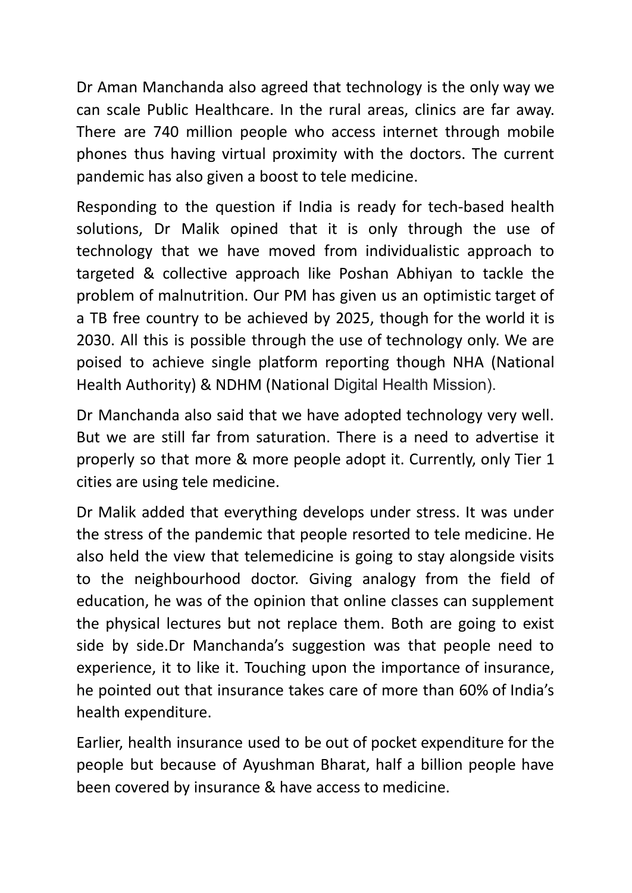Dr Aman Manchanda also agreed that technology is the only way we can scale Public Healthcare. In the rural areas, clinics are far away. There are 740 million people who access internet through mobile phones thus having virtual proximity with the doctors. The current pandemic has also given a boost to tele medicine.

Responding to the question if India is ready for tech-based health solutions, Dr Malik opined that it is only through the use of technology that we have moved from individualistic approach to targeted & collective approach like Poshan Abhiyan to tackle the problem of malnutrition. Our PM has given us an optimistic target of a TB free country to be achieved by 2025, though for the world it is 2030. All this is possible through the use of technology only. We are poised to achieve single platform reporting though NHA (National Health Authority) & NDHM (National Digital Health Mission).

Dr Manchanda also said that we have adopted technology very well. But we are still far from saturation. There is a need to advertise it properly so that more & more people adopt it. Currently, only Tier 1 cities are using tele medicine.

Dr Malik added that everything develops under stress. It was under the stress of the pandemic that people resorted to tele medicine. He also held the view that telemedicine is going to stay alongside visits to the neighbourhood doctor. Giving analogy from the field of education, he was of the opinion that online classes can supplement the physical lectures but not replace them. Both are going to exist side by side.Dr Manchanda's suggestion was that people need to experience, it to like it. Touching upon the importance of insurance, he pointed out that insurance takes care of more than 60% of India's health expenditure.

Earlier, health insurance used to be out of pocket expenditure for the people but because of Ayushman Bharat, half a billion people have been covered by insurance & have access to medicine.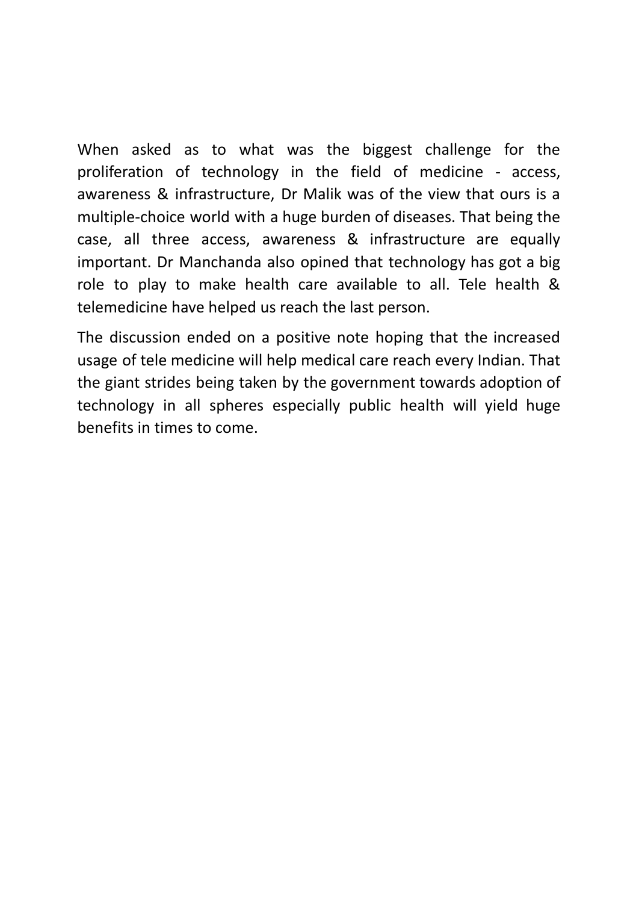When asked as to what was the biggest challenge for the proliferation of technology in the field of medicine - access, awareness & infrastructure, Dr Malik was of the view that ours is a multiple-choice world with a huge burden of diseases. That being the case, all three access, awareness & infrastructure are equally important. Dr Manchanda also opined that technology has got a big role to play to make health care available to all. Tele health & telemedicine have helped us reach the last person.

The discussion ended on a positive note hoping that the increased usage of tele medicine will help medical care reach every Indian. That the giant strides being taken by the government towards adoption of technology in all spheres especially public health will yield huge benefits in times to come.